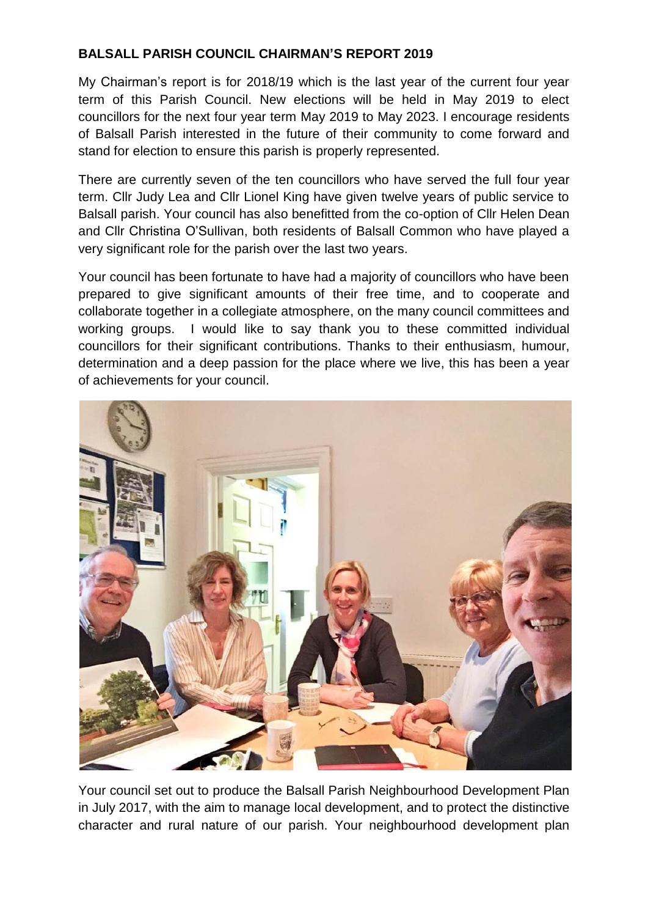**BALSALL PARISH COUNCIL CHAIRMAN'S REPORT 2019**

My Chairman's report is for 2018/19 which is the last year of the current four year term of this Parish Council. New elections will be held in May 2019 to elect councillors for the next four year term May 2019 to May 2023. I encourage residents of Balsall Parish interested in the future of their community to come forward and stand for election to ensure this parish is properly represented.

There are currently seven of the ten councillors who have served the full four year term. Cllr Judy Lea and Cllr Lionel King have given twelve years of public service to Balsall parish. Your council has also benefitted from the co-option of Cllr Helen Dean and Cllr Christina O'Sullivan, both residents of Balsall Common who have played a very significant role for the parish over the last two years.

Your council has been fortunate to have had a majority of councillors who have been prepared to give significant amounts of their free time, and to cooperate and collaborate together in a collegiate atmosphere, on the many council committees and working groups. I would like to say thank you to these committed individual councillors for their significant contributions. Thanks to their enthusiasm, humour, determination and a deep passion for the place where we live, this has been a year of achievements for your council.

Your council set out to produce the Balsall Parish Neighbourhood Development Plan in July 2017, with the aim to manage local development, and to protect the distinctive character and rural nature of our parish. Your neighbourhood development plan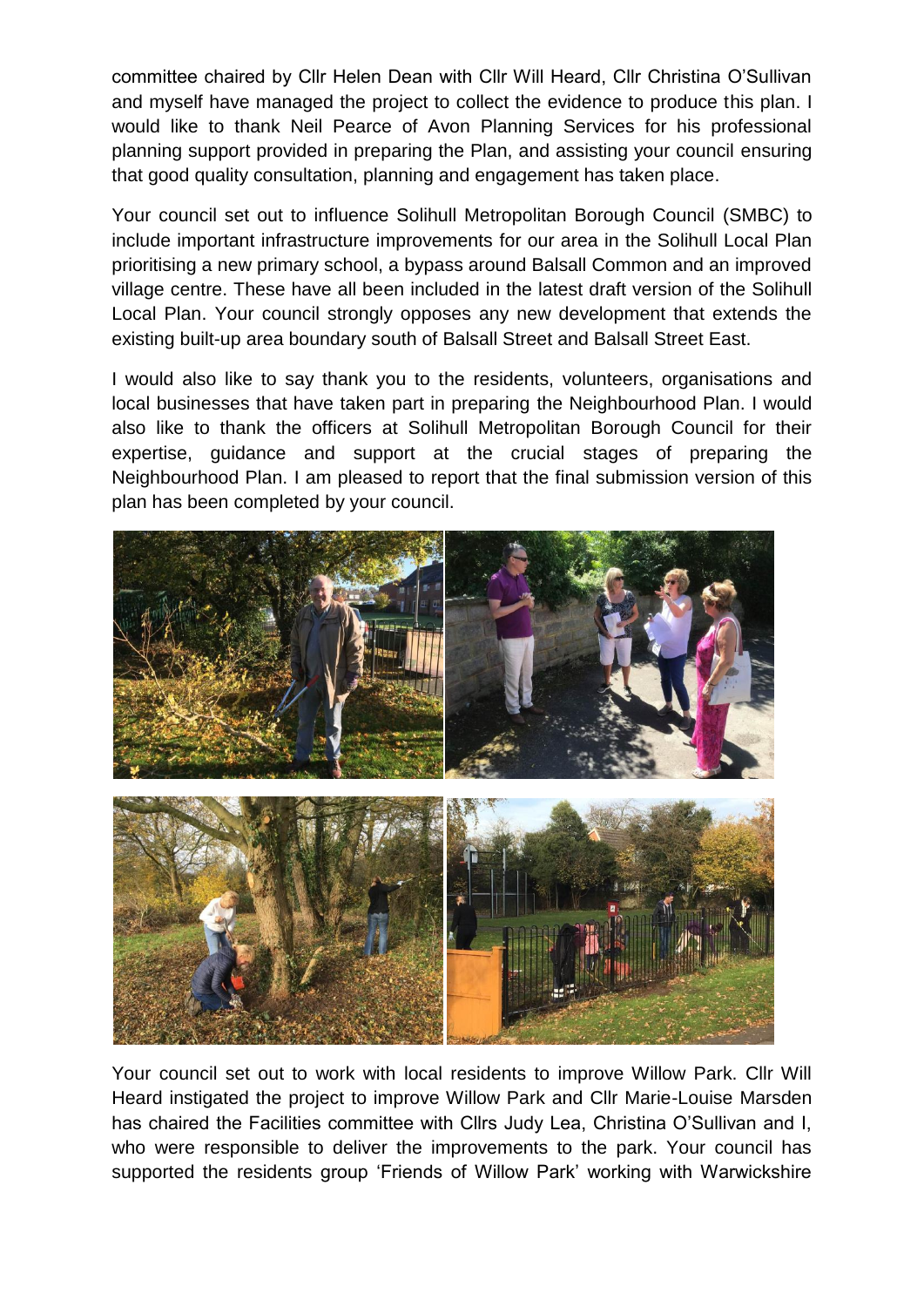committee chaired by Cllr Helen Dean with Cllr Will Heard, Cllr Christina O'Sullivan and myself have managed the project to collect the evidence to produce this plan. I would like to thank Neil Pearce of Avon Planning Services for his professional planning support provided in preparing the Plan, and assisting your council ensuring that good quality consultation, planning and engagement has taken place.

Your council set out to influence Solihull Metropolitan Borough Council (SMBC) to include important infrastructure improvements for our area in the Solihull Local Plan prioritising a new primary school, a bypass around Balsall Common and an improved village centre. These have all been included in the latest draft version of the Solihull Local Plan. Your council strongly opposes any new development that extends the existing built-up area boundary south of Balsall Street and Balsall Street East.

I would also like to say thank you to the residents, volunteers, organisations and local businesses that have taken part in preparing the Neighbourhood Plan. I would also like to thank the officers at Solihull Metropolitan Borough Council for their expertise, guidance and support at the crucial stages of preparing the Neighbourhood Plan. I am pleased to report that the final submission version of this plan has been completed by your council.

Your council set out to work with local residents to improve Willow Park. Cllr Will Heard instigated the project to improve Willow Park and Cllr Marie-Louise Marsden has chaired the Facilities committee with Cllrs Judy Lea, Christina O'Sullivan and I, who were responsible to deliver the improvements to the park. Your council has supported the residents group 'Friends of Willow Park' working with Warwickshire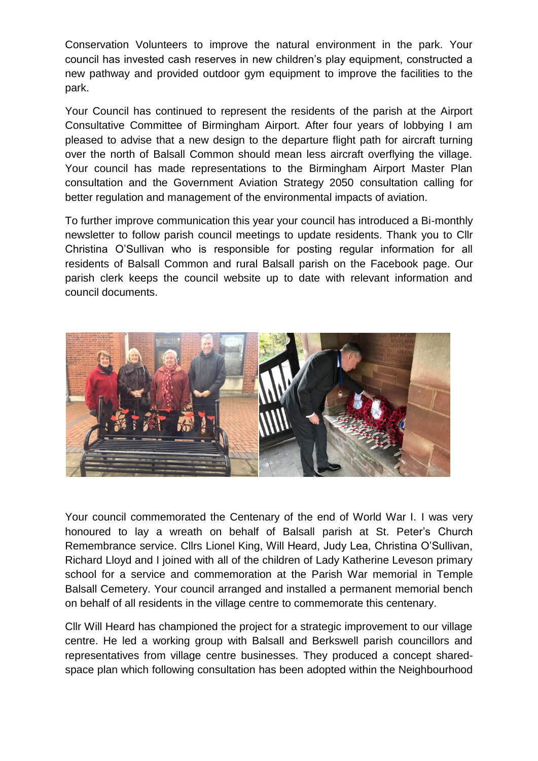Conservation Volunteers to improve the natural environment in the park. Your council has invested cash reserves in new children's play equipment, constructed a new pathway and provided outdoor gym equipment to improve the facilities to the park.

Your Council has continued to represent the residents of the parish at the Airport Consultative Committee of Birmingham Airport. After four years of lobbying I am pleased to advise that a new design to the departure flight path for aircraft turning over the north of Balsall Common should mean less aircraft overflying the village. Your council has made representations to the Birmingham Airport Master Plan consultation and the Government Aviation Strategy 2050 consultation calling for better regulation and management of the environmental impacts of aviation.

To further improve communication this year your council has introduced a Bi-monthly newsletter to follow parish council meetings to update residents. Thank you to Cllr Christina O'Sullivan who is responsible for posting regular information for all residents of Balsall Common and rural Balsall parish on the Facebook page. Our parish clerk keeps the council website up to date with relevant information and council documents.

Your council commemorated the Centenary of the end of World War I. I was very honoured to lay a wreath on behalf of Balsall parish at St. Peter's Church Remembrance service. Cllrs Lionel King, Will Heard, Judy Lea, Christina O'Sullivan, Richard Lloyd and I joined with all of the children of Lady Katherine Leveson primary school for a service and commemoration at the Parish War memorial in Temple Balsall Cemetery. Your council arranged and installed a permanent memorial bench on behalf of all residents in the village centre to commemorate this centenary.

Cllr Will Heard has championed the project for a strategic improvement to our village centre. He led a working group with Balsall and Berkswell parish councillors and representatives from village centre businesses. They produced a concept shared-space plan which following consultation has been adopted within the Neighbourhood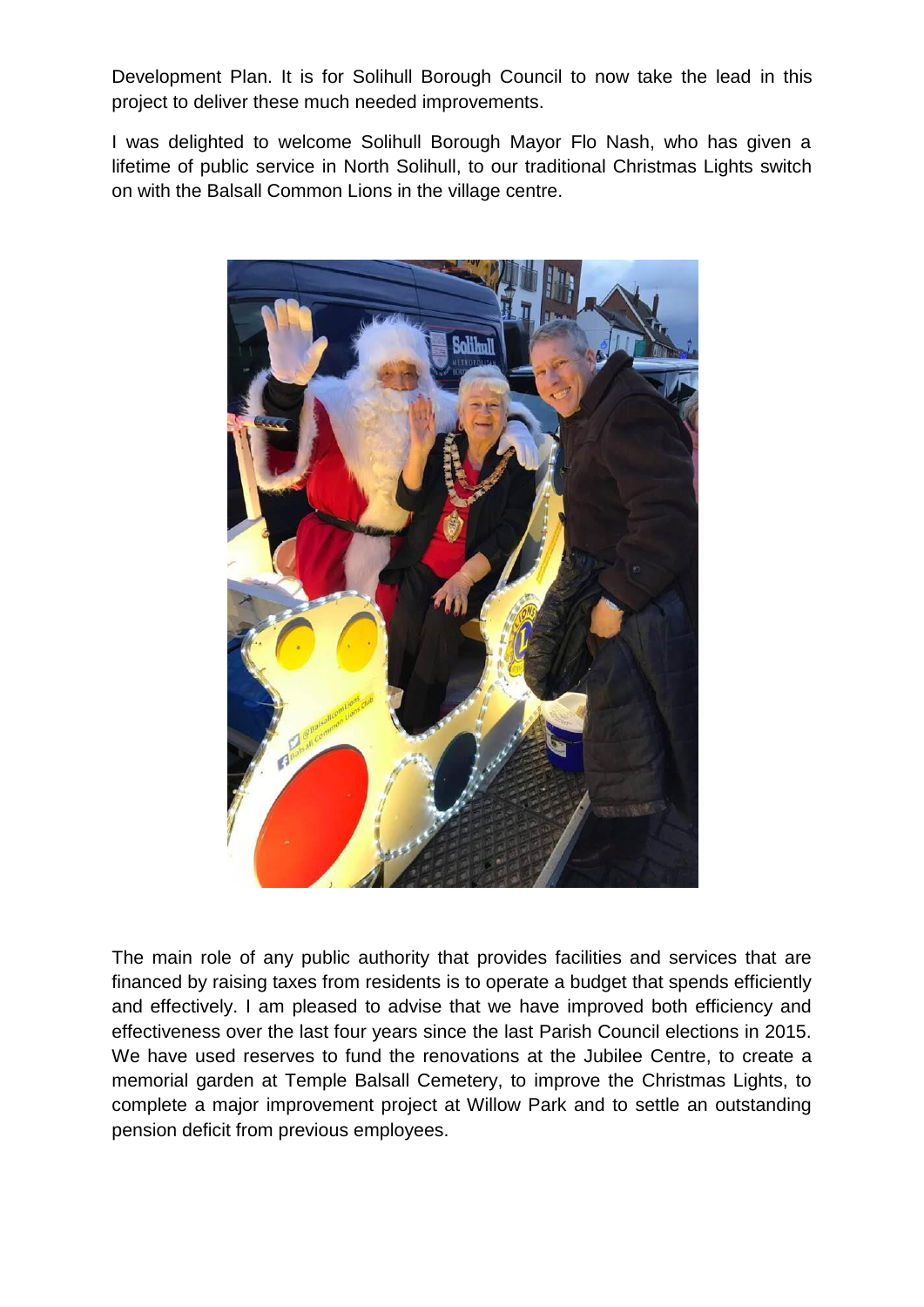Development Plan. It is for Solihull Borough Council to now take the lead in this project to deliver these much needed improvements.

I was delighted to welcome Solihull Borough Mayor Flo Nash, who has given a lifetime of public service in North Solihull, to our traditional Christmas Lights switch on with the Balsall Common Lions in the village centre.

The main role of any public authority that provides facilities and services that are financed by raising taxes from residents is to operate a budget that spends efficiently and effectively. I am pleased to advise that we have improved both efficiency and effectiveness over the last four years since the last Parish Council elections in 2015. We have used reserves to fund the renovations at the Jubilee Centre, to create a memorial garden at Temple Balsall Cemetery, to improve the Christmas Lights, to complete a major improvement project at Willow Park and to settle an outstanding pension deficit from previous employees.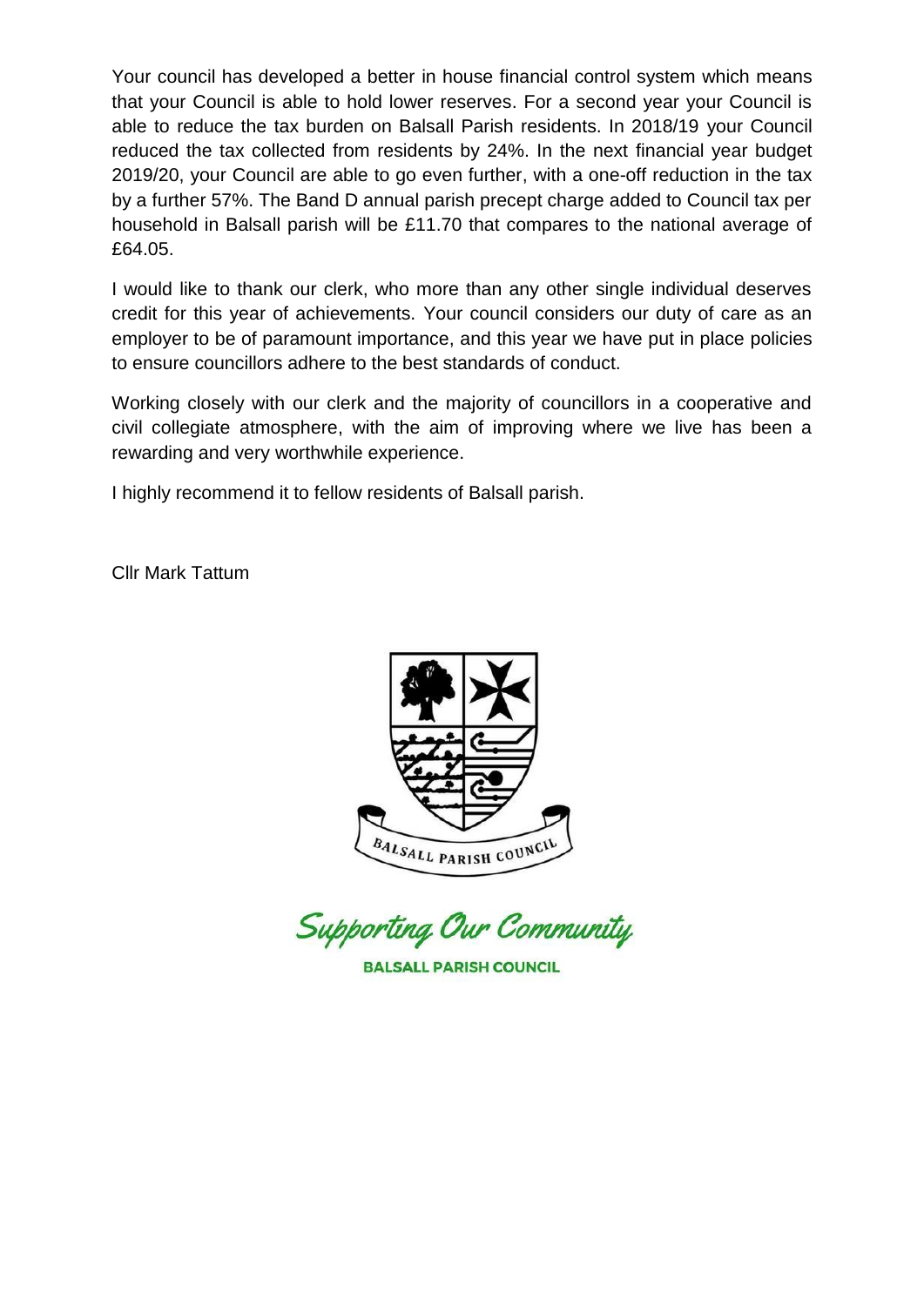Your council has developed a better in house financial control system which means that your Council is able to hold lower reserves. For a second year your Council is able to reduce the tax burden on Balsall Parish residents. In 2018/19 your Council reduced the tax collected from residents by 24%. In the next financial year budget 2019/20, your Council are able to go even further, with a one-off reduction in the tax by a further 57%. The Band D annual parish precept charge added to Council tax per household in Balsall parish will be £11.70 that compares to the national average of £64.05.

I would like to thank our clerk, who more than any other single individual deserves credit for this year of achievements. Your council considers our duty of care as an employer to be of paramount importance, and this year we have put in place policies to ensure councillors adhere to the best standards of conduct.

Working closely with our clerk and the majority of councillors in a cooperative and civil collegiate atmosphere, with the aim of improving where we live has been a rewarding and very worthwhile experience.

I highly recommend it to fellow residents of Balsall parish.

Cllr Mark Tattum

BALSALL PARISH COUNCIL

*Supporting Our Community*

**BALSALL PARISH COUNCIL**